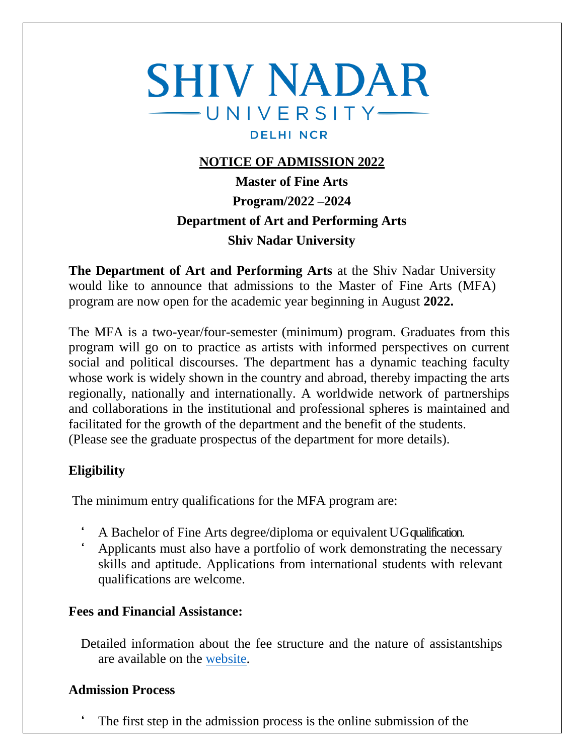# SHIV NADAR UNIVERSITY

DELHI NCR

## NOTICE OF ADMISSION 2022

**Master of Fine Arts**

**Program/2022 –2024**

**Department of Art and Performing Arts**

**Shiv Nadar University**

**The Department of Art and Performing Arts** at the Shiv Nadar University would like to announce that admissions to the Master of Fine Arts (MFA) program are now open for the academic year beginning in August **2022.**

The MFA is a two-year/four-semester (minimum) program. Graduates from this program will go on to practice as artists with informed perspectives on current social and political discourses. The department has a dynamic teaching faculty whose work is widely shown in the country and abroad, thereby impacting the arts regionally, nationally and internationally. A worldwide network of partnerships and collaborations in the institutional and professional spheres is maintained and facilitated for the growth of the department and the benefit of the students. (Please see the graduate prospectus of the department for more details).

### Eligibility

The minimum entry qualifications for the MFA program are:

- A Bachelor of Fine Arts degree/diploma or equivalent UG qualification.
- Applicants must also have a portfolio of work demonstrating the necessary skills and aptitude. Applications from international students with relevant qualifications are welcome.

### Fees and Financial Assistance:

Detailed information about the fee structure and the nature of assistantships are available on the website.

### Admission Process

- The first step in the admission process is the online submission of the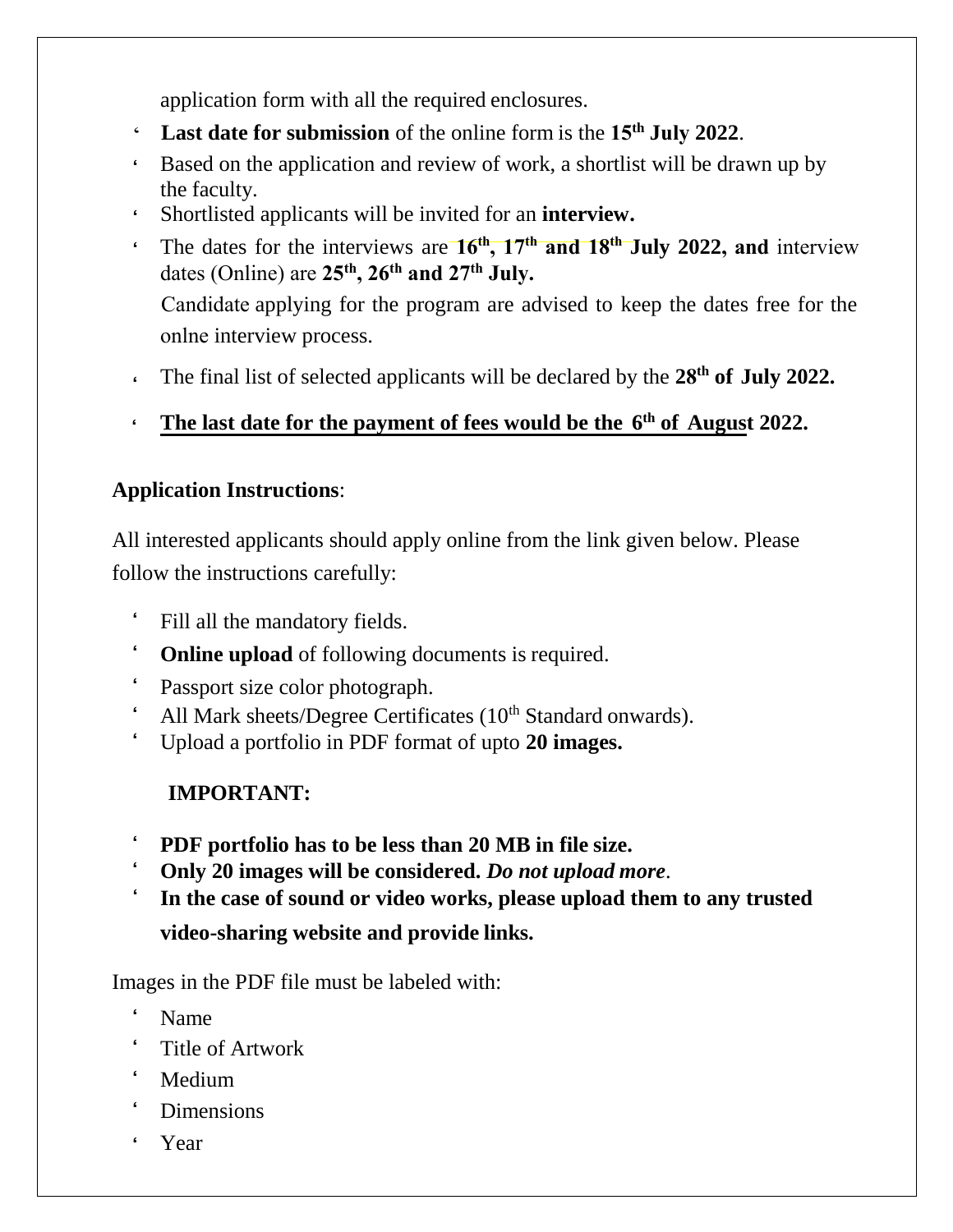application form with all the required enclosures.

- **Last date for submission** of the online form is the **15th July 2022**.
- Based on the application and review of work, a shortlist will be drawn up by the faculty.
- Shortlisted applicants will be invited for an **interview.**
- The dates for the interviews are **16th, 17th and 18th July 2022, and** interview dates (Online) are **25th, 26th and 27th July.**

  Candidate applying for the program are advised to keep the dates free for the onlne interview process.

- The final list of selected applicants will be declared by the **28th of July 2022.**
- **The last date for the payment of fees would be the 6th of August 2022.**

**Application Instructions**:

All interested applicants should apply online from the link given below. Please follow the instructions carefully:

- Fill all the mandatory fields.
- **Online upload** of following documents is required.
- Passport size color photograph.
- All Mark sheets/Degree Certificates (10th Standard onwards).
- Upload a portfolio in PDF format of upto **20 images.**

**IMPORTANT:**

- **PDF portfolio has to be less than 20 MB in file size.**
- **Only 20 images will be considered.** ***Do not upload more***.
- **In the case of sound or video works, please upload them to any trusted video-sharing website and provide links.**

Images in the PDF file must be labeled with:

- Name
- Title of Artwork
- Medium
- Dimensions
- Year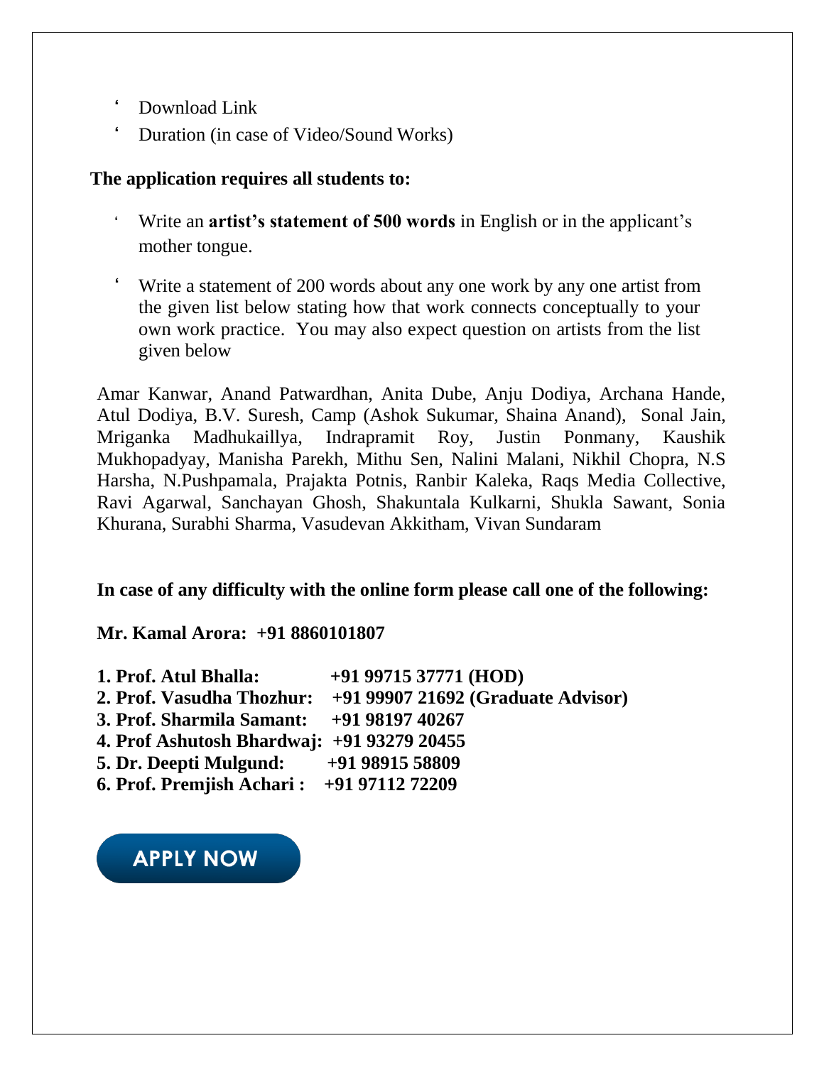- Download Link
- Duration (in case of Video/Sound Works)

**The application requires all students to:**

- Write an **artist's statement of 500 words** in English or in the applicant's mother tongue.
- Write a statement of 200 words about any one work by any one artist from the given list below stating how that work connects conceptually to your own work practice. You may also expect question on artists from the list given below

Amar Kanwar, Anand Patwardhan, Anita Dube, Anju Dodiya, Archana Hande, Atul Dodiya, B.V. Suresh, Camp (Ashok Sukumar, Shaina Anand), Sonal Jain, Mriganka Madhukaillya, Indrapramit Roy, Justin Ponmany, Kaushik Mukhopadyay, Manisha Parekh, Mithu Sen, Nalini Malani, Nikhil Chopra, N.S Harsha, N.Pushpamala, Prajakta Potnis, Ranbir Kaleka, Raqs Media Collective, Ravi Agarwal, Sanchayan Ghosh, Shakuntala Kulkarni, Shukla Sawant, Sonia Khurana, Surabhi Sharma, Vasudevan Akkitham, Vivan Sundaram

**In case of any difficulty with the online form please call one of the following:**

**Mr. Kamal Arora: +91 8860101807**

**1. Prof. Atul Bhalla: +91 99715 37771 (HOD)**
**2. Prof. Vasudha Thozhur: +91 99907 21692 (Graduate Advisor)**
**3. Prof. Sharmila Samant: +91 98197 40267**
**4. Prof Ashutosh Bhardwaj: +91 93279 20455**
**5. Dr. Deepti Mulgund: +91 98915 58809**
**6. Prof. Premjish Achari : +91 97112 72209**

**APPLY NOW**